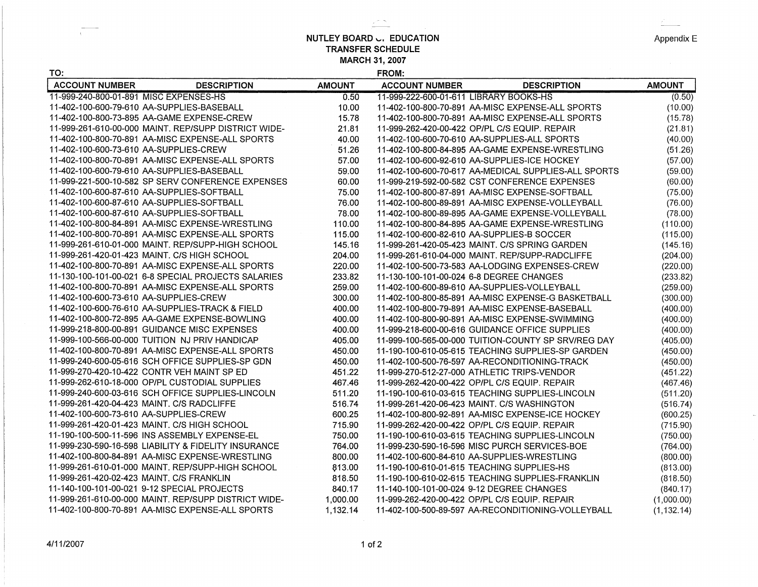# NUTLEY BOARD OF EDUCATION
## TRANSFER SCHEDULE
## MARCH 31, 2007

Appendix E

| TO: ACCOUNT NUMBER | DESCRIPTION | AMOUNT | FROM: ACCOUNT NUMBER | DESCRIPTION | AMOUNT |
|---|---|---|---|---|---|
| 11-999-240-800-01-891 | MISC EXPENSES-HS | 0.50 | 11-999-222-600-01-611 | LIBRARY BOOKS-HS | (0.50) |
| 11-402-100-600-79-610 | AA-SUPPLIES-BASEBALL | 10.00 | 11-402-100-800-70-891 | AA-MISC EXPENSE-ALL SPORTS | (10.00) |
| 11-402-100-800-73-895 | AA-GAME EXPENSE-CREW | 15.78 | 11-402-100-800-70-891 | AA-MISC EXPENSE-ALL SPORTS | (15.78) |
| 11-999-261-610-00-000 | MAINT. REP/SUPP DISTRICT WIDE- | 21.81 | 11-999-262-420-00-422 | OP/PL C/S EQUIP. REPAIR | (21.81) |
| 11-402-100-800-70-891 | AA-MISC EXPENSE-ALL SPORTS | 40.00 | 11-402-100-600-70-610 | AA-SUPPLIES-ALL SPORTS | (40.00) |
| 11-402-100-600-73-610 | AA-SUPPLIES-CREW | 51.26 | 11-402-100-800-84-895 | AA-GAME EXPENSE-WRESTLING | (51.26) |
| 11-402-100-800-70-891 | AA-MISC EXPENSE-ALL SPORTS | 57.00 | 11-402-100-600-92-610 | AA-SUPPLIES-ICE HOCKEY | (57.00) |
| 11-402-100-600-79-610 | AA-SUPPLIES-BASEBALL | 59.00 | 11-402-100-600-70-617 | AA-MEDICAL SUPPLIES-ALL SPORTS | (59.00) |
| 11-999-221-500-10-582 | SP SERV CONFERENCE EXPENSES | 60.00 | 11-999-219-592-00-582 | CST CONFERENCE EXPENSES | (60.00) |
| 11-402-100-600-87-610 | AA-SUPPLIES-SOFTBALL | 75.00 | 11-402-100-800-87-891 | AA-MISC EXPENSE-SOFTBALL | (75.00) |
| 11-402-100-600-87-610 | AA-SUPPLIES-SOFTBALL | 76.00 | 11-402-100-800-89-891 | AA-MISC EXPENSE-VOLLEYBALL | (76.00) |
| 11-402-100-600-87-610 | AA-SUPPLIES-SOFTBALL | 78.00 | 11-402-100-800-89-895 | AA-GAME EXPENSE-VOLLEYBALL | (78.00) |
| 11-402-100-800-84-891 | AA-MISC EXPENSE-WRESTLING | 110.00 | 11-402-100-800-84-895 | AA-GAME EXPENSE-WRESTLING | (110.00) |
| 11-402-100-800-70-891 | AA-MISC EXPENSE-ALL SPORTS | 115.00 | 11-402-100-600-82-610 | AA-SUPPLIES-B SOCCER | (115.00) |
| 11-999-261-610-01-000 | MAINT. REP/SUPP-HIGH SCHOOL | 145.16 | 11-999-261-420-05-423 | MAINT. C/S SPRING GARDEN | (145.16) |
| 11-999-261-420-01-423 | MAINT. C/S HIGH SCHOOL | 204.00 | 11-999-261-610-04-000 | MAINT. REP/SUPP-RADCLIFFE | (204.00) |
| 11-402-100-800-70-891 | AA-MISC EXPENSE-ALL SPORTS | 220.00 | 11-402-100-500-73-583 | AA-LODGING EXPENSES-CREW | (220.00) |
| 11-130-100-101-00-021 | 6-8 SPECIAL PROJECTS SALARIES | 233.82 | 11-130-100-101-00-024 | 6-8 DEGREE CHANGES | (233.82) |
| 11-402-100-800-70-891 | AA-MISC EXPENSE-ALL SPORTS | 259.00 | 11-402-100-600-89-610 | AA-SUPPLIES-VOLLEYBALL | (259.00) |
| 11-402-100-600-73-610 | AA-SUPPLIES-CREW | 300.00 | 11-402-100-800-85-891 | AA-MISC EXPENSE-G BASKETBALL | (300.00) |
| 11-402-100-600-76-610 | AA-SUPPLIES-TRACK & FIELD | 400.00 | 11-402-100-800-79-891 | AA-MISC EXPENSE-BASEBALL | (400.00) |
| 11-402-100-800-72-895 | AA-GAME EXPENSE-BOWLING | 400.00 | 11-402-100-800-90-891 | AA-MISC EXPENSE-SWIMMING | (400.00) |
| 11-999-218-800-00-891 | GUIDANCE MISC EXPENSES | 400.00 | 11-999-218-600-00-616 | GUIDANCE OFFICE SUPPLIES | (400.00) |
| 11-999-100-566-00-000 | TUITION NJ PRIV HANDICAP | 405.00 | 11-999-100-565-00-000 | TUITION-COUNTY SP SRV/REG DAY | (405.00) |
| 11-402-100-800-70-891 | AA-MISC EXPENSE-ALL SPORTS | 450.00 | 11-190-100-610-05-615 | TEACHING SUPPLIES-SP GARDEN | (450.00) |
| 11-999-240-600-05-616 | SCH OFFICE SUPPLIES-SP GDN | 450.00 | 11-402-100-500-76-597 | AA-RECONDITIONING-TRACK | (450.00) |
| 11-999-270-420-10-422 | CONTR VEH MAINT SP ED | 451.22 | 11-999-270-512-27-000 | ATHLETIC TRIPS-VENDOR | (451.22) |
| 11-999-262-610-18-000 | OP/PL CUSTODIAL SUPPLIES | 467.46 | 11-999-262-420-00-422 | OP/PL C/S EQUIP. REPAIR | (467.46) |
| 11-999-240-600-03-616 | SCH OFFICE SUPPLIES-LINCOLN | 511.20 | 11-190-100-610-03-615 | TEACHING SUPPLIES-LINCOLN | (511.20) |
| 11-999-261-420-04-423 | MAINT. C/S RADCLIFFE | 516.74 | 11-999-261-420-06-423 | MAINT. C/S WASHINGTON | (516.74) |
| 11-402-100-600-73-610 | AA-SUPPLIES-CREW | 600.25 | 11-402-100-800-92-891 | AA-MISC EXPENSE-ICE HOCKEY | (600.25) |
| 11-999-261-420-01-423 | MAINT. C/S HIGH SCHOOL | 715.90 | 11-999-262-420-00-422 | OP/PL C/S EQUIP. REPAIR | (715.90) |
| 11-190-100-500-11-596 | INS ASSEMBLY EXPENSE-EL | 750.00 | 11-190-100-610-03-615 | TEACHING SUPPLIES-LINCOLN | (750.00) |
| 11-999-230-590-16-598 | LIABILITY & FIDELITY INSURANCE | 764.00 | 11-999-230-590-16-596 | MISC PURCH SERVICES-BOE | (764.00) |
| 11-402-100-800-84-891 | AA-MISC EXPENSE-WRESTLING | 800.00 | 11-402-100-600-84-610 | AA-SUPPLIES-WRESTLING | (800.00) |
| 11-999-261-610-01-000 | MAINT. REP/SUPP-HIGH SCHOOL | 813.00 | 11-190-100-610-01-615 | TEACHING SUPPLIES-HS | (813.00) |
| 11-999-261-420-02-423 | MAINT. C/S FRANKLIN | 818.50 | 11-190-100-610-02-615 | TEACHING SUPPLIES-FRANKLIN | (818.50) |
| 11-140-100-101-00-021 | 9-12 SPECIAL PROJECTS | 840.17 | 11-140-100-101-00-024 | 9-12 DEGREE CHANGES | (840.17) |
| 11-999-261-610-00-000 | MAINT. REP/SUPP DISTRICT WIDE- | 1,000.00 | 11-999-262-420-00-422 | OP/PL C/S EQUIP. REPAIR | (1,000.00) |
| 11-402-100-800-70-891 | AA-MISC EXPENSE-ALL SPORTS | 1,132.14 | 11-402-100-500-89-597 | AA-RECONDITIONING-VOLLEYBALL | (1,132.14) |

4/11/2007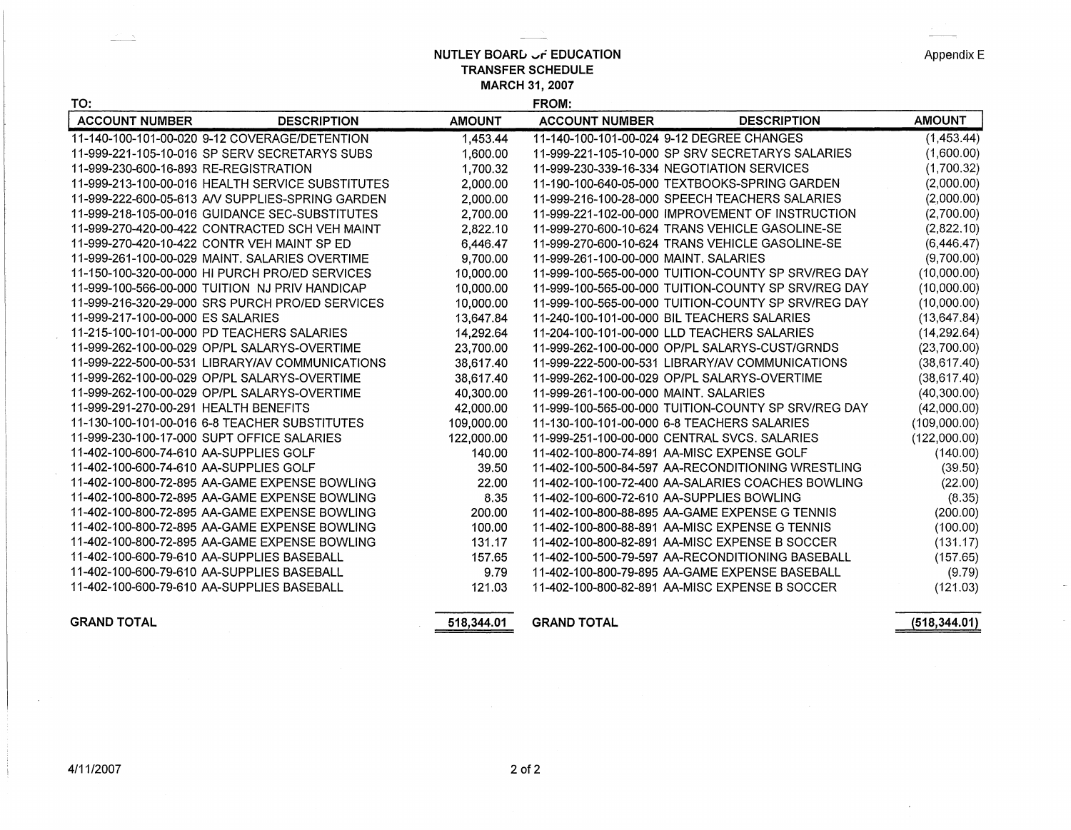NUTLEY BOARD OF EDUCATION
TRANSFER SCHEDULE
MARCH 31, 2007

Appendix E

| TO: | | | FROM: | | |
|---|---|---|---|---|---|
| **ACCOUNT NUMBER** | **DESCRIPTION** | **AMOUNT** | **ACCOUNT NUMBER** | **DESCRIPTION** | **AMOUNT** |
| 11-140-100-101-00-020 | 9-12 COVERAGE/DETENTION | 1,453.44 | 11-140-100-101-00-024 | 9-12 DEGREE CHANGES | (1,453.44) |
| 11-999-221-105-10-016 | SP SERV SECRETARYS SUBS | 1,600.00 | 11-999-221-105-10-000 | SP SRV SECRETARYS SALARIES | (1,600.00) |
| 11-999-230-600-16-893 | RE-REGISTRATION | 1,700.32 | 11-999-230-339-16-334 | NEGOTIATION SERVICES | (1,700.32) |
| 11-999-213-100-00-016 | HEALTH SERVICE SUBSTITUTES | 2,000.00 | 11-190-100-640-05-000 | TEXTBOOKS-SPRING GARDEN | (2,000.00) |
| 11-999-222-600-05-613 | A/V SUPPLIES-SPRING GARDEN | 2,000.00 | 11-999-216-100-28-000 | SPEECH TEACHERS SALARIES | (2,000.00) |
| 11-999-218-105-00-016 | GUIDANCE SEC-SUBSTITUTES | 2,700.00 | 11-999-221-102-00-000 | IMPROVEMENT OF INSTRUCTION | (2,700.00) |
| 11-999-270-420-00-422 | CONTRACTED SCH VEH MAINT | 2,822.10 | 11-999-270-600-10-624 | TRANS VEHICLE GASOLINE-SE | (2,822.10) |
| 11-999-270-420-10-422 | CONTR VEH MAINT SP ED | 6,446.47 | 11-999-270-600-10-624 | TRANS VEHICLE GASOLINE-SE | (6,446.47) |
| 11-999-261-100-00-029 | MAINT. SALARIES OVERTIME | 9,700.00 | 11-999-261-100-00-000 | MAINT. SALARIES | (9,700.00) |
| 11-150-100-320-00-000 | HI PURCH PRO/ED SERVICES | 10,000.00 | 11-999-100-565-00-000 | TUITION-COUNTY SP SRV/REG DAY | (10,000.00) |
| 11-999-100-566-00-000 | TUITION NJ PRIV HANDICAP | 10,000.00 | 11-999-100-565-00-000 | TUITION-COUNTY SP SRV/REG DAY | (10,000.00) |
| 11-999-216-320-29-000 | SRS PURCH PRO/ED SERVICES | 10,000.00 | 11-999-100-565-00-000 | TUITION-COUNTY SP SRV/REG DAY | (10,000.00) |
| 11-999-217-100-00-000 | ES SALARIES | 13,647.84 | 11-240-100-101-00-000 | BIL TEACHERS SALARIES | (13,647.84) |
| 11-215-100-101-00-000 | PD TEACHERS SALARIES | 14,292.64 | 11-204-100-101-00-000 | LLD TEACHERS SALARIES | (14,292.64) |
| 11-999-262-100-00-029 | OP/PL SALARYS-OVERTIME | 23,700.00 | 11-999-262-100-00-000 | OP/PL SALARYS-CUST/GRNDS | (23,700.00) |
| 11-999-222-500-00-531 | LIBRARY/AV COMMUNICATIONS | 38,617.40 | 11-999-222-500-00-531 | LIBRARY/AV COMMUNICATIONS | (38,617.40) |
| 11-999-262-100-00-029 | OP/PL SALARYS-OVERTIME | 38,617.40 | 11-999-262-100-00-029 | OP/PL SALARYS-OVERTIME | (38,617.40) |
| 11-999-262-100-00-029 | OP/PL SALARYS-OVERTIME | 40,300.00 | 11-999-261-100-00-000 | MAINT. SALARIES | (40,300.00) |
| 11-999-291-270-00-291 | HEALTH BENEFITS | 42,000.00 | 11-999-100-565-00-000 | TUITION-COUNTY SP SRV/REG DAY | (42,000.00) |
| 11-130-100-101-00-016 | 6-8 TEACHER SUBSTITUTES | 109,000.00 | 11-130-100-101-00-000 | 6-8 TEACHERS SALARIES | (109,000.00) |
| 11-999-230-100-17-000 | SUPT OFFICE SALARIES | 122,000.00 | 11-999-251-100-00-000 | CENTRAL SVCS. SALARIES | (122,000.00) |
| 11-402-100-600-74-610 | AA-SUPPLIES GOLF | 140.00 | 11-402-100-800-74-891 | AA-MISC EXPENSE GOLF | (140.00) |
| 11-402-100-600-74-610 | AA-SUPPLIES GOLF | 39.50 | 11-402-100-500-84-597 | AA-RECONDITIONING WRESTLING | (39.50) |
| 11-402-100-800-72-895 | AA-GAME EXPENSE BOWLING | 22.00 | 11-402-100-100-72-400 | AA-SALARIES COACHES BOWLING | (22.00) |
| 11-402-100-800-72-895 | AA-GAME EXPENSE BOWLING | 8.35 | 11-402-100-600-72-610 | AA-SUPPLIES BOWLING | (8.35) |
| 11-402-100-800-72-895 | AA-GAME EXPENSE BOWLING | 200.00 | 11-402-100-800-88-895 | AA-GAME EXPENSE G TENNIS | (200.00) |
| 11-402-100-800-72-895 | AA-GAME EXPENSE BOWLING | 100.00 | 11-402-100-800-88-891 | AA-MISC EXPENSE G TENNIS | (100.00) |
| 11-402-100-800-72-895 | AA-GAME EXPENSE BOWLING | 131.17 | 11-402-100-800-82-891 | AA-MISC EXPENSE B SOCCER | (131.17) |
| 11-402-100-600-79-610 | AA-SUPPLIES BASEBALL | 157.65 | 11-402-100-500-79-597 | AA-RECONDITIONING BASEBALL | (157.65) |
| 11-402-100-600-79-610 | AA-SUPPLIES BASEBALL | 9.79 | 11-402-100-800-79-895 | AA-GAME EXPENSE BASEBALL | (9.79) |
| 11-402-100-600-79-610 | AA-SUPPLIES BASEBALL | 121.03 | 11-402-100-800-82-891 | AA-MISC EXPENSE B SOCCER | (121.03) |
| **GRAND TOTAL** | | **518,344.01** | **GRAND TOTAL** | | **(518,344.01)** |

4/11/2007